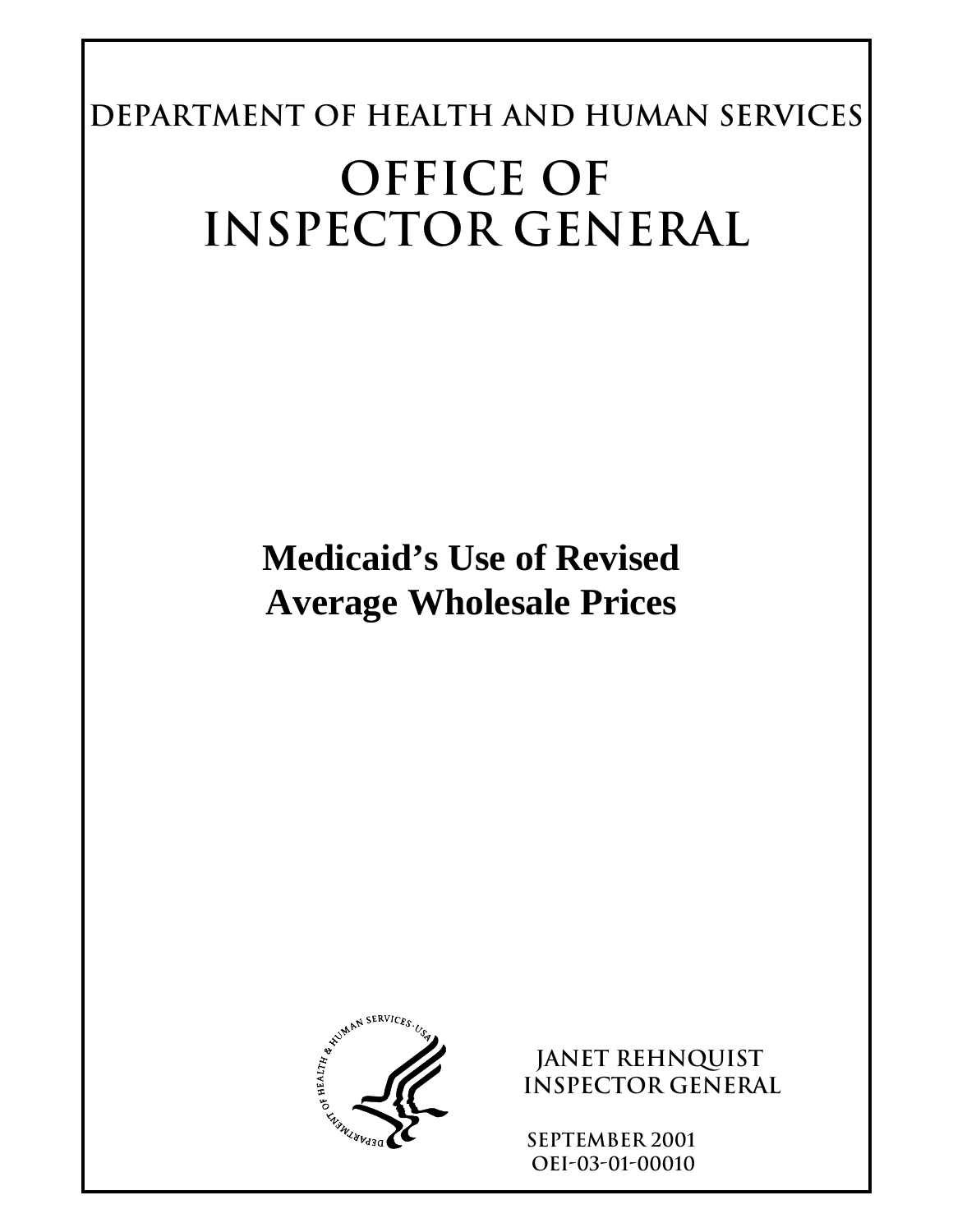**DEPARTMENT OF HEALTH AND HUMAN SERVICES**

# OFFICE OF INSPECTOR GENERAL

## Medicaid's Use of Revised Average Wholesale Prices

JANET REHNQUIST
INSPECTOR GENERAL

SEPTEMBER 2001
OEI-03-01-00010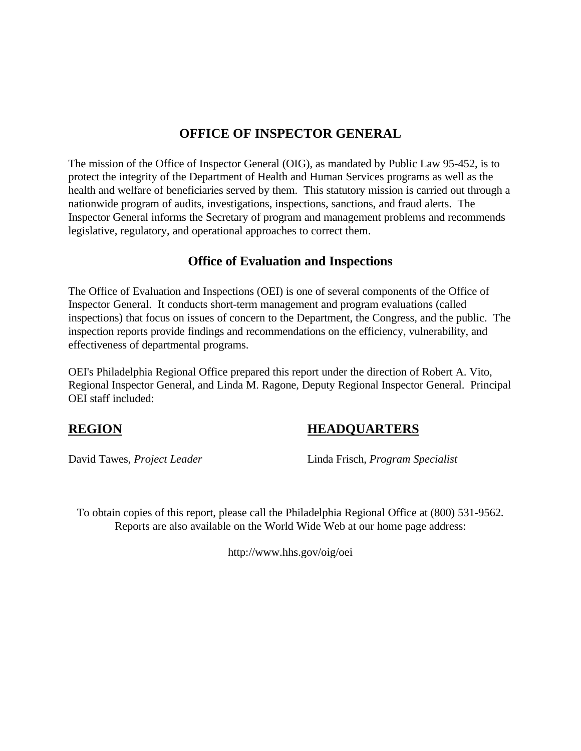## OFFICE OF INSPECTOR GENERAL

The mission of the Office of Inspector General (OIG), as mandated by Public Law 95-452, is to protect the integrity of the Department of Health and Human Services programs as well as the health and welfare of beneficiaries served by them. This statutory mission is carried out through a nationwide program of audits, investigations, inspections, sanctions, and fraud alerts. The Inspector General informs the Secretary of program and management problems and recommends legislative, regulatory, and operational approaches to correct them.

## Office of Evaluation and Inspections

The Office of Evaluation and Inspections (OEI) is one of several components of the Office of Inspector General. It conducts short-term management and program evaluations (called inspections) that focus on issues of concern to the Department, the Congress, and the public. The inspection reports provide findings and recommendations on the efficiency, vulnerability, and effectiveness of departmental programs.

OEI's Philadelphia Regional Office prepared this report under the direction of Robert A. Vito, Regional Inspector General, and Linda M. Ragone, Deputy Regional Inspector General. Principal OEI staff included:

**REGION**

David Tawes, *Project Leader*

**HEADQUARTERS**

Linda Frisch, *Program Specialist*

To obtain copies of this report, please call the Philadelphia Regional Office at (800) 531-9562. Reports are also available on the World Wide Web at our home page address:

http://www.hhs.gov/oig/oei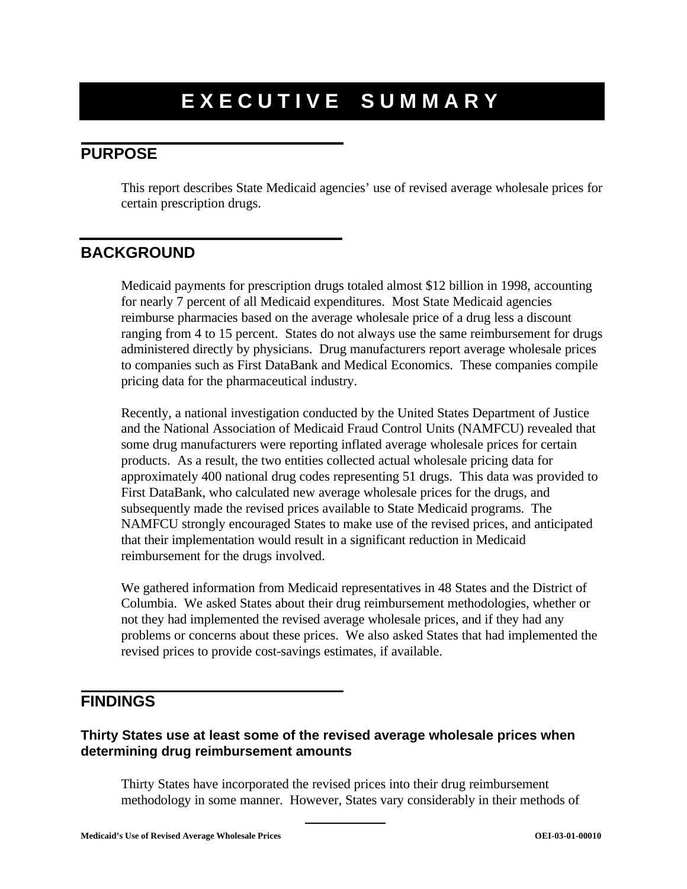# EXECUTIVE SUMMARY

## PURPOSE

This report describes State Medicaid agencies' use of revised average wholesale prices for certain prescription drugs.

## BACKGROUND

Medicaid payments for prescription drugs totaled almost $12 billion in 1998, accounting for nearly 7 percent of all Medicaid expenditures. Most State Medicaid agencies reimburse pharmacies based on the average wholesale price of a drug less a discount ranging from 4 to 15 percent. States do not always use the same reimbursement for drugs administered directly by physicians. Drug manufacturers report average wholesale prices to companies such as First DataBank and Medical Economics. These companies compile pricing data for the pharmaceutical industry.

Recently, a national investigation conducted by the United States Department of Justice and the National Association of Medicaid Fraud Control Units (NAMFCU) revealed that some drug manufacturers were reporting inflated average wholesale prices for certain products. As a result, the two entities collected actual wholesale pricing data for approximately 400 national drug codes representing 51 drugs. This data was provided to First DataBank, who calculated new average wholesale prices for the drugs, and subsequently made the revised prices available to State Medicaid programs. The NAMFCU strongly encouraged States to make use of the revised prices, and anticipated that their implementation would result in a significant reduction in Medicaid reimbursement for the drugs involved.

We gathered information from Medicaid representatives in 48 States and the District of Columbia. We asked States about their drug reimbursement methodologies, whether or not they had implemented the revised average wholesale prices, and if they had any problems or concerns about these prices. We also asked States that had implemented the revised prices to provide cost-savings estimates, if available.

## FINDINGS

### Thirty States use at least some of the revised average wholesale prices when determining drug reimbursement amounts

Thirty States have incorporated the revised prices into their drug reimbursement methodology in some manner. However, States vary considerably in their methods of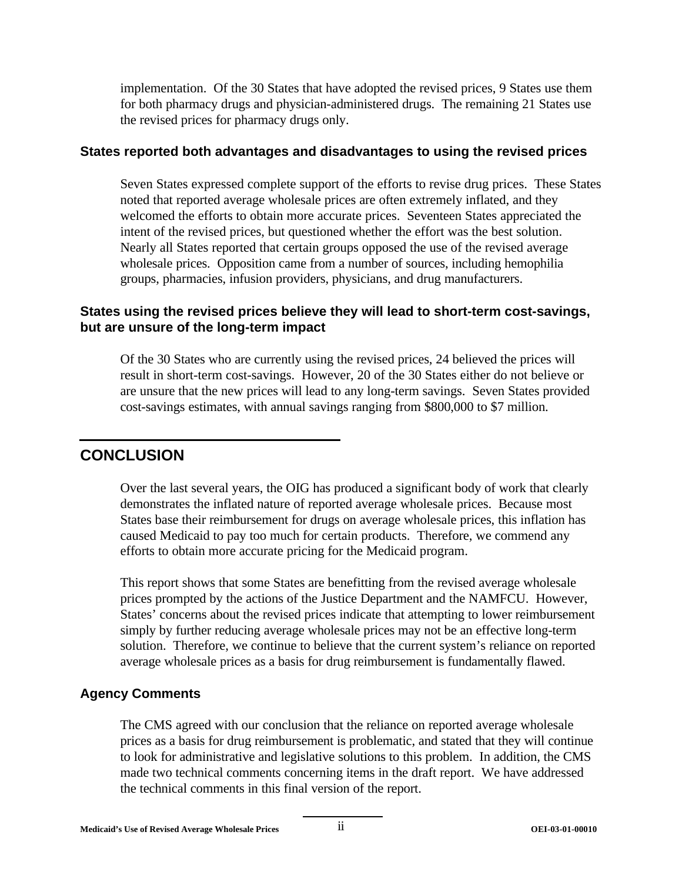implementation. Of the 30 States that have adopted the revised prices, 9 States use them for both pharmacy drugs and physician-administered drugs. The remaining 21 States use the revised prices for pharmacy drugs only.

### States reported both advantages and disadvantages to using the revised prices

Seven States expressed complete support of the efforts to revise drug prices. These States noted that reported average wholesale prices are often extremely inflated, and they welcomed the efforts to obtain more accurate prices. Seventeen States appreciated the intent of the revised prices, but questioned whether the effort was the best solution. Nearly all States reported that certain groups opposed the use of the revised average wholesale prices. Opposition came from a number of sources, including hemophilia groups, pharmacies, infusion providers, physicians, and drug manufacturers.

### States using the revised prices believe they will lead to short-term cost-savings, but are unsure of the long-term impact

Of the 30 States who are currently using the revised prices, 24 believed the prices will result in short-term cost-savings. However, 20 of the 30 States either do not believe or are unsure that the new prices will lead to any long-term savings. Seven States provided cost-savings estimates, with annual savings ranging from $800,000 to $7 million.

## CONCLUSION

Over the last several years, the OIG has produced a significant body of work that clearly demonstrates the inflated nature of reported average wholesale prices. Because most States base their reimbursement for drugs on average wholesale prices, this inflation has caused Medicaid to pay too much for certain products. Therefore, we commend any efforts to obtain more accurate pricing for the Medicaid program.

This report shows that some States are benefitting from the revised average wholesale prices prompted by the actions of the Justice Department and the NAMFCU. However, States' concerns about the revised prices indicate that attempting to lower reimbursement simply by further reducing average wholesale prices may not be an effective long-term solution. Therefore, we continue to believe that the current system's reliance on reported average wholesale prices as a basis for drug reimbursement is fundamentally flawed.

### Agency Comments

The CMS agreed with our conclusion that the reliance on reported average wholesale prices as a basis for drug reimbursement is problematic, and stated that they will continue to look for administrative and legislative solutions to this problem. In addition, the CMS made two technical comments concerning items in the draft report. We have addressed the technical comments in this final version of the report.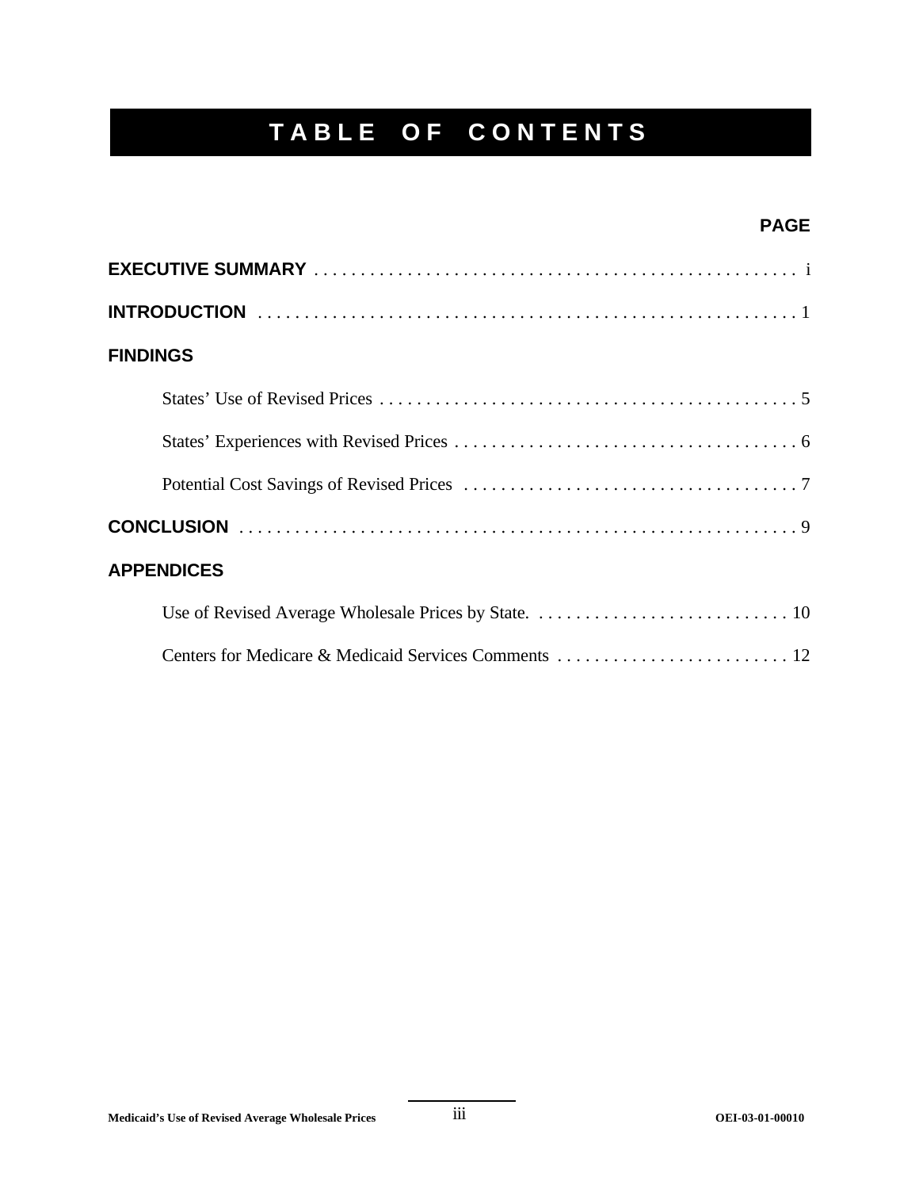# TABLE OF CONTENTS

**PAGE**

**EXECUTIVE SUMMARY** . . . . . . . . . . . . . . . . . . . . . . . . . . . . . . . . . . . . . . . . . . . . . . . . . . . . i

**INTRODUCTION** . . . . . . . . . . . . . . . . . . . . . . . . . . . . . . . . . . . . . . . . . . . . . . . . . . . . . . . . . . 1

**FINDINGS**

- States' Use of Revised Prices . . . . . . . . . . . . . . . . . . . . . . . . . . . . . . . . . . . . . . . . . . . . . 5
- States' Experiences with Revised Prices . . . . . . . . . . . . . . . . . . . . . . . . . . . . . . . . . . . . . 6
- Potential Cost Savings of Revised Prices . . . . . . . . . . . . . . . . . . . . . . . . . . . . . . . . . . . . 7

**CONCLUSION** . . . . . . . . . . . . . . . . . . . . . . . . . . . . . . . . . . . . . . . . . . . . . . . . . . . . . . . . . . . 9

**APPENDICES**

- Use of Revised Average Wholesale Prices by State. . . . . . . . . . . . . . . . . . . . . . . . . . . . 10
- Centers for Medicare & Medicaid Services Comments . . . . . . . . . . . . . . . . . . . . . . . . . 12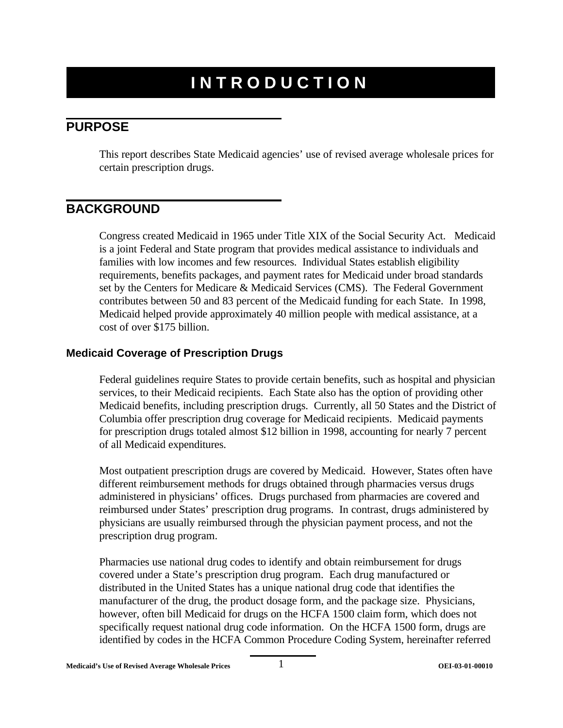# INTRODUCTION

## PURPOSE

This report describes State Medicaid agencies' use of revised average wholesale prices for certain prescription drugs.

## BACKGROUND

Congress created Medicaid in 1965 under Title XIX of the Social Security Act. Medicaid is a joint Federal and State program that provides medical assistance to individuals and families with low incomes and few resources. Individual States establish eligibility requirements, benefits packages, and payment rates for Medicaid under broad standards set by the Centers for Medicare & Medicaid Services (CMS). The Federal Government contributes between 50 and 83 percent of the Medicaid funding for each State. In 1998, Medicaid helped provide approximately 40 million people with medical assistance, at a cost of over $175 billion.

### Medicaid Coverage of Prescription Drugs

Federal guidelines require States to provide certain benefits, such as hospital and physician services, to their Medicaid recipients. Each State also has the option of providing other Medicaid benefits, including prescription drugs. Currently, all 50 States and the District of Columbia offer prescription drug coverage for Medicaid recipients. Medicaid payments for prescription drugs totaled almost $12 billion in 1998, accounting for nearly 7 percent of all Medicaid expenditures.

Most outpatient prescription drugs are covered by Medicaid. However, States often have different reimbursement methods for drugs obtained through pharmacies versus drugs administered in physicians' offices. Drugs purchased from pharmacies are covered and reimbursed under States' prescription drug programs. In contrast, drugs administered by physicians are usually reimbursed through the physician payment process, and not the prescription drug program.

Pharmacies use national drug codes to identify and obtain reimbursement for drugs covered under a State's prescription drug program. Each drug manufactured or distributed in the United States has a unique national drug code that identifies the manufacturer of the drug, the product dosage form, and the package size. Physicians, however, often bill Medicaid for drugs on the HCFA 1500 claim form, which does not specifically request national drug code information. On the HCFA 1500 form, drugs are identified by codes in the HCFA Common Procedure Coding System, hereinafter referred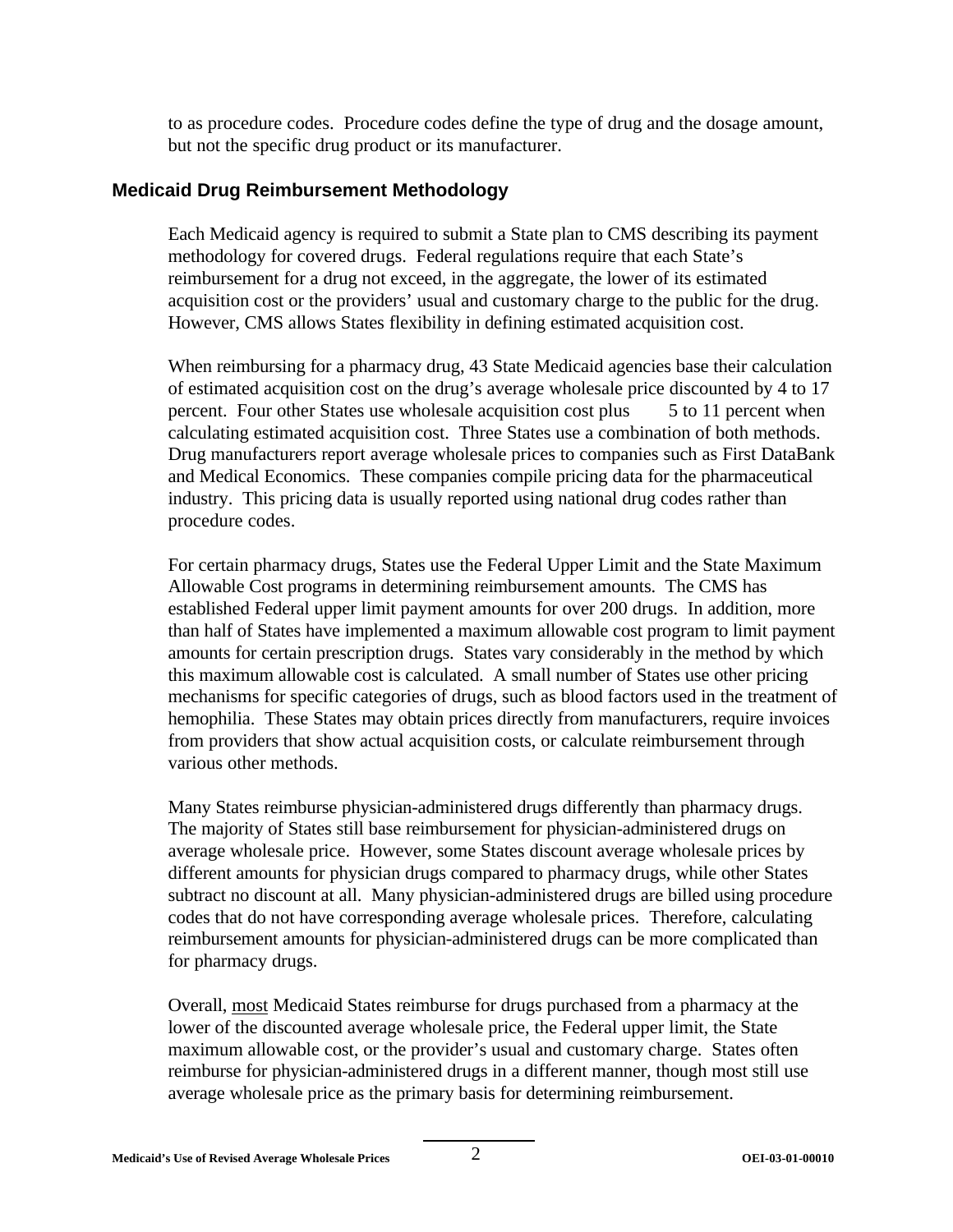to as procedure codes. Procedure codes define the type of drug and the dosage amount, but not the specific drug product or its manufacturer.

## Medicaid Drug Reimbursement Methodology

Each Medicaid agency is required to submit a State plan to CMS describing its payment methodology for covered drugs. Federal regulations require that each State's reimbursement for a drug not exceed, in the aggregate, the lower of its estimated acquisition cost or the providers' usual and customary charge to the public for the drug. However, CMS allows States flexibility in defining estimated acquisition cost.

When reimbursing for a pharmacy drug, 43 State Medicaid agencies base their calculation of estimated acquisition cost on the drug's average wholesale price discounted by 4 to 17 percent. Four other States use wholesale acquisition cost plus 5 to 11 percent when calculating estimated acquisition cost. Three States use a combination of both methods. Drug manufacturers report average wholesale prices to companies such as First DataBank and Medical Economics. These companies compile pricing data for the pharmaceutical industry. This pricing data is usually reported using national drug codes rather than procedure codes.

For certain pharmacy drugs, States use the Federal Upper Limit and the State Maximum Allowable Cost programs in determining reimbursement amounts. The CMS has established Federal upper limit payment amounts for over 200 drugs. In addition, more than half of States have implemented a maximum allowable cost program to limit payment amounts for certain prescription drugs. States vary considerably in the method by which this maximum allowable cost is calculated. A small number of States use other pricing mechanisms for specific categories of drugs, such as blood factors used in the treatment of hemophilia. These States may obtain prices directly from manufacturers, require invoices from providers that show actual acquisition costs, or calculate reimbursement through various other methods.

Many States reimburse physician-administered drugs differently than pharmacy drugs. The majority of States still base reimbursement for physician-administered drugs on average wholesale price. However, some States discount average wholesale prices by different amounts for physician drugs compared to pharmacy drugs, while other States subtract no discount at all. Many physician-administered drugs are billed using procedure codes that do not have corresponding average wholesale prices. Therefore, calculating reimbursement amounts for physician-administered drugs can be more complicated than for pharmacy drugs.

Overall, <u>most</u> Medicaid States reimburse for drugs purchased from a pharmacy at the lower of the discounted average wholesale price, the Federal upper limit, the State maximum allowable cost, or the provider's usual and customary charge. States often reimburse for physician-administered drugs in a different manner, though most still use average wholesale price as the primary basis for determining reimbursement.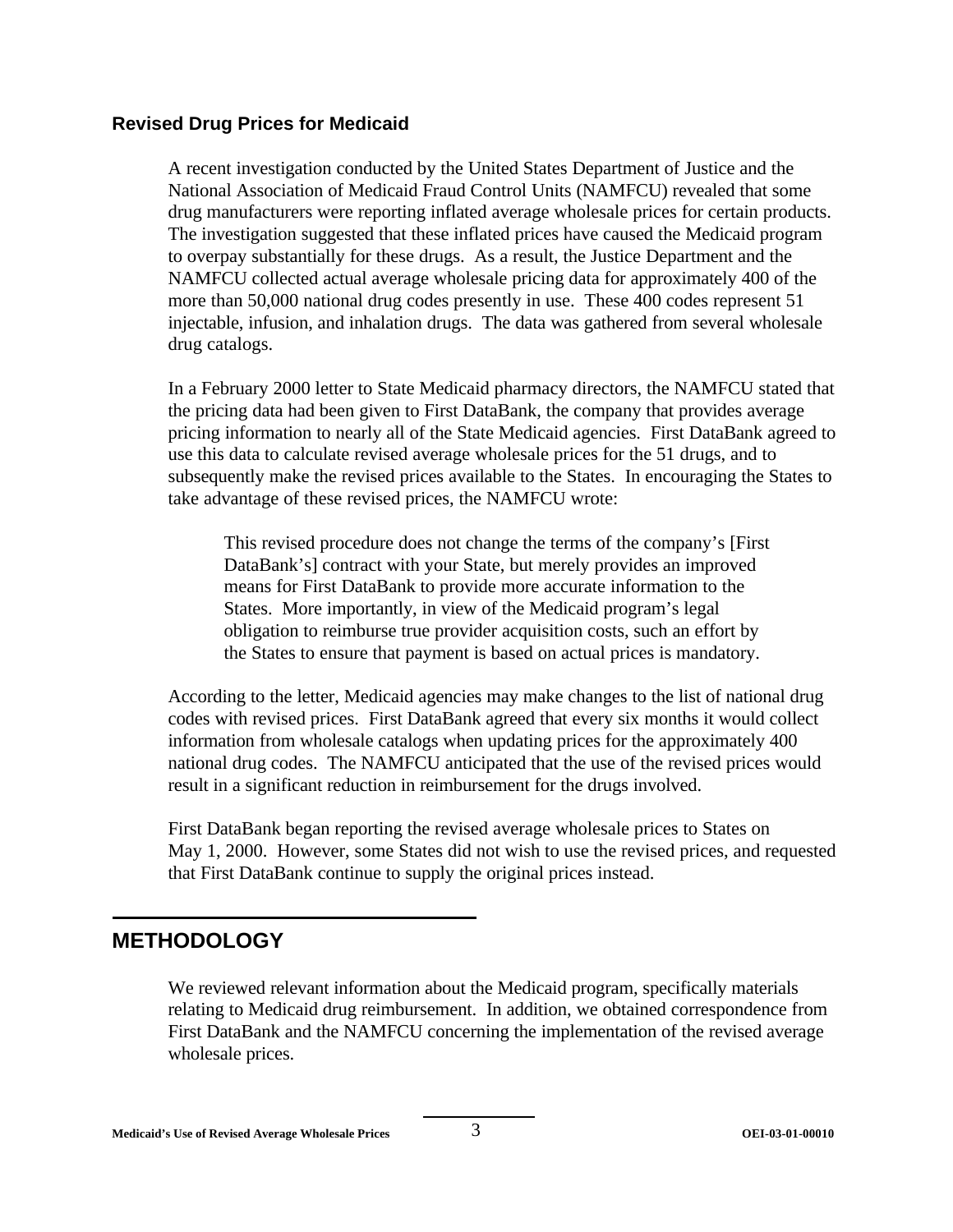### Revised Drug Prices for Medicaid

A recent investigation conducted by the United States Department of Justice and the National Association of Medicaid Fraud Control Units (NAMFCU) revealed that some drug manufacturers were reporting inflated average wholesale prices for certain products. The investigation suggested that these inflated prices have caused the Medicaid program to overpay substantially for these drugs. As a result, the Justice Department and the NAMFCU collected actual average wholesale pricing data for approximately 400 of the more than 50,000 national drug codes presently in use. These 400 codes represent 51 injectable, infusion, and inhalation drugs. The data was gathered from several wholesale drug catalogs.

In a February 2000 letter to State Medicaid pharmacy directors, the NAMFCU stated that the pricing data had been given to First DataBank, the company that provides average pricing information to nearly all of the State Medicaid agencies. First DataBank agreed to use this data to calculate revised average wholesale prices for the 51 drugs, and to subsequently make the revised prices available to the States. In encouraging the States to take advantage of these revised prices, the NAMFCU wrote:

> This revised procedure does not change the terms of the company's [First DataBank's] contract with your State, but merely provides an improved means for First DataBank to provide more accurate information to the States. More importantly, in view of the Medicaid program's legal obligation to reimburse true provider acquisition costs, such an effort by the States to ensure that payment is based on actual prices is mandatory.

According to the letter, Medicaid agencies may make changes to the list of national drug codes with revised prices. First DataBank agreed that every six months it would collect information from wholesale catalogs when updating prices for the approximately 400 national drug codes. The NAMFCU anticipated that the use of the revised prices would result in a significant reduction in reimbursement for the drugs involved.

First DataBank began reporting the revised average wholesale prices to States on May 1, 2000. However, some States did not wish to use the revised prices, and requested that First DataBank continue to supply the original prices instead.

## METHODOLOGY

We reviewed relevant information about the Medicaid program, specifically materials relating to Medicaid drug reimbursement. In addition, we obtained correspondence from First DataBank and the NAMFCU concerning the implementation of the revised average wholesale prices.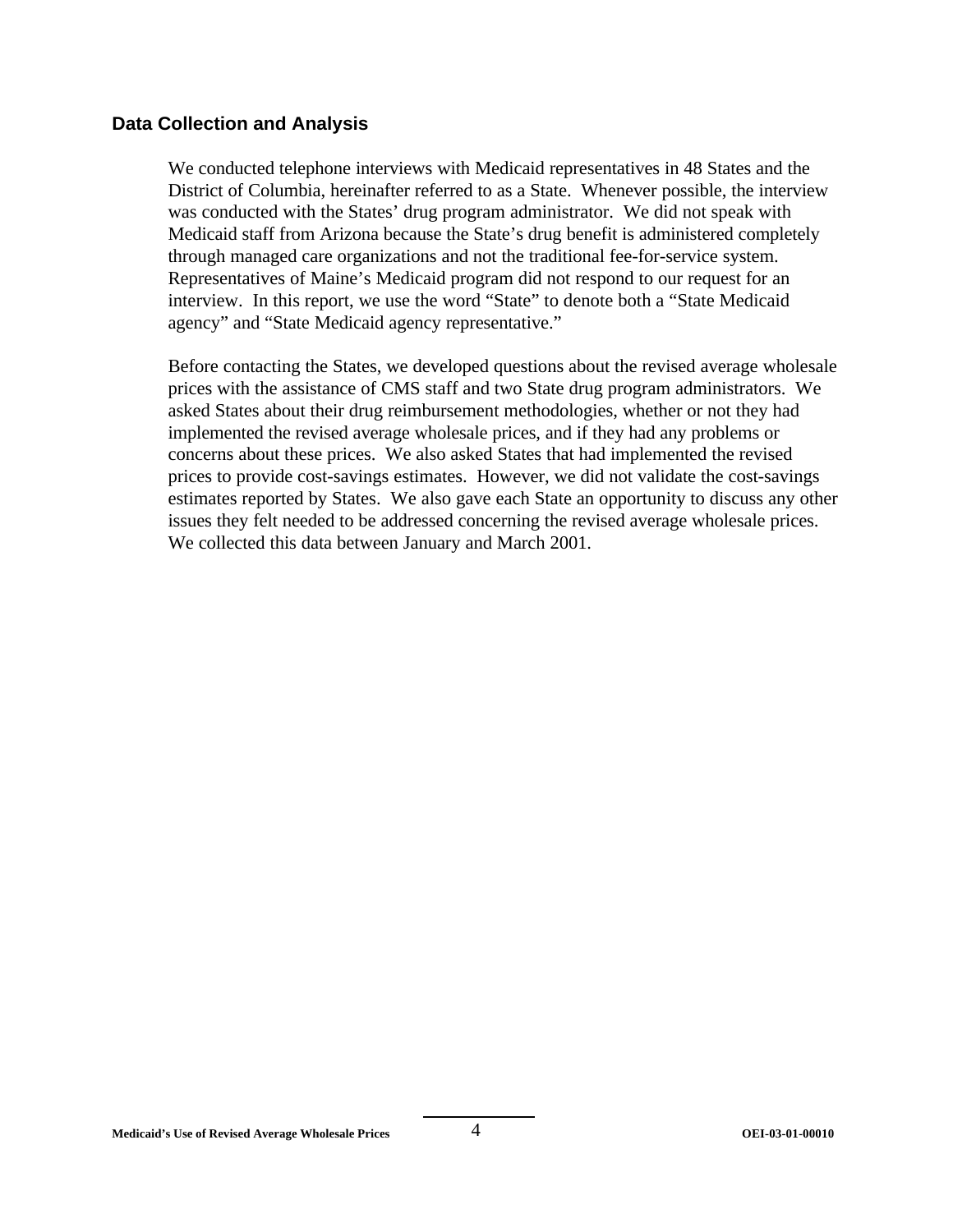## Data Collection and Analysis

We conducted telephone interviews with Medicaid representatives in 48 States and the District of Columbia, hereinafter referred to as a State. Whenever possible, the interview was conducted with the States' drug program administrator. We did not speak with Medicaid staff from Arizona because the State's drug benefit is administered completely through managed care organizations and not the traditional fee-for-service system. Representatives of Maine's Medicaid program did not respond to our request for an interview. In this report, we use the word "State" to denote both a "State Medicaid agency" and "State Medicaid agency representative."

Before contacting the States, we developed questions about the revised average wholesale prices with the assistance of CMS staff and two State drug program administrators. We asked States about their drug reimbursement methodologies, whether or not they had implemented the revised average wholesale prices, and if they had any problems or concerns about these prices. We also asked States that had implemented the revised prices to provide cost-savings estimates. However, we did not validate the cost-savings estimates reported by States. We also gave each State an opportunity to discuss any other issues they felt needed to be addressed concerning the revised average wholesale prices. We collected this data between January and March 2001.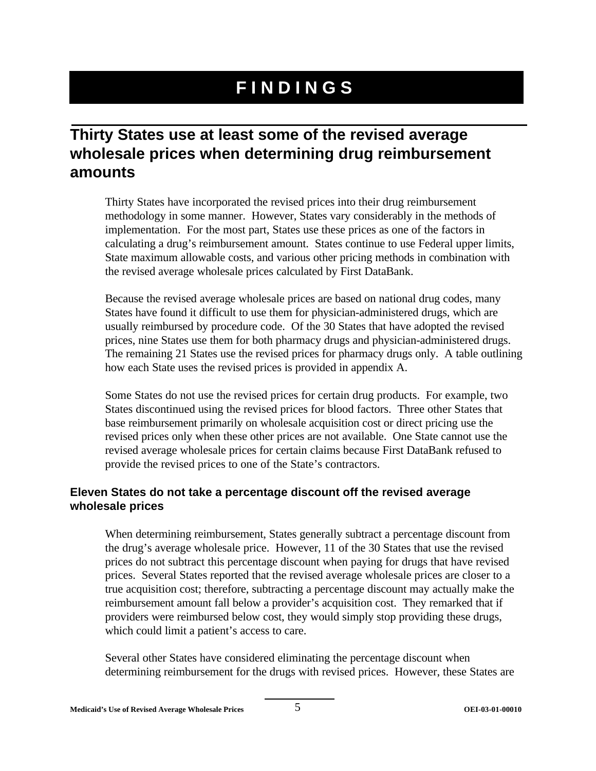# FINDINGS

## Thirty States use at least some of the revised average wholesale prices when determining drug reimbursement amounts

Thirty States have incorporated the revised prices into their drug reimbursement methodology in some manner. However, States vary considerably in the methods of implementation. For the most part, States use these prices as one of the factors in calculating a drug's reimbursement amount. States continue to use Federal upper limits, State maximum allowable costs, and various other pricing methods in combination with the revised average wholesale prices calculated by First DataBank.

Because the revised average wholesale prices are based on national drug codes, many States have found it difficult to use them for physician-administered drugs, which are usually reimbursed by procedure code. Of the 30 States that have adopted the revised prices, nine States use them for both pharmacy drugs and physician-administered drugs. The remaining 21 States use the revised prices for pharmacy drugs only. A table outlining how each State uses the revised prices is provided in appendix A.

Some States do not use the revised prices for certain drug products. For example, two States discontinued using the revised prices for blood factors. Three other States that base reimbursement primarily on wholesale acquisition cost or direct pricing use the revised prices only when these other prices are not available. One State cannot use the revised average wholesale prices for certain claims because First DataBank refused to provide the revised prices to one of the State's contractors.

### Eleven States do not take a percentage discount off the revised average wholesale prices

When determining reimbursement, States generally subtract a percentage discount from the drug's average wholesale price. However, 11 of the 30 States that use the revised prices do not subtract this percentage discount when paying for drugs that have revised prices. Several States reported that the revised average wholesale prices are closer to a true acquisition cost; therefore, subtracting a percentage discount may actually make the reimbursement amount fall below a provider's acquisition cost. They remarked that if providers were reimbursed below cost, they would simply stop providing these drugs, which could limit a patient's access to care.

Several other States have considered eliminating the percentage discount when determining reimbursement for the drugs with revised prices. However, these States are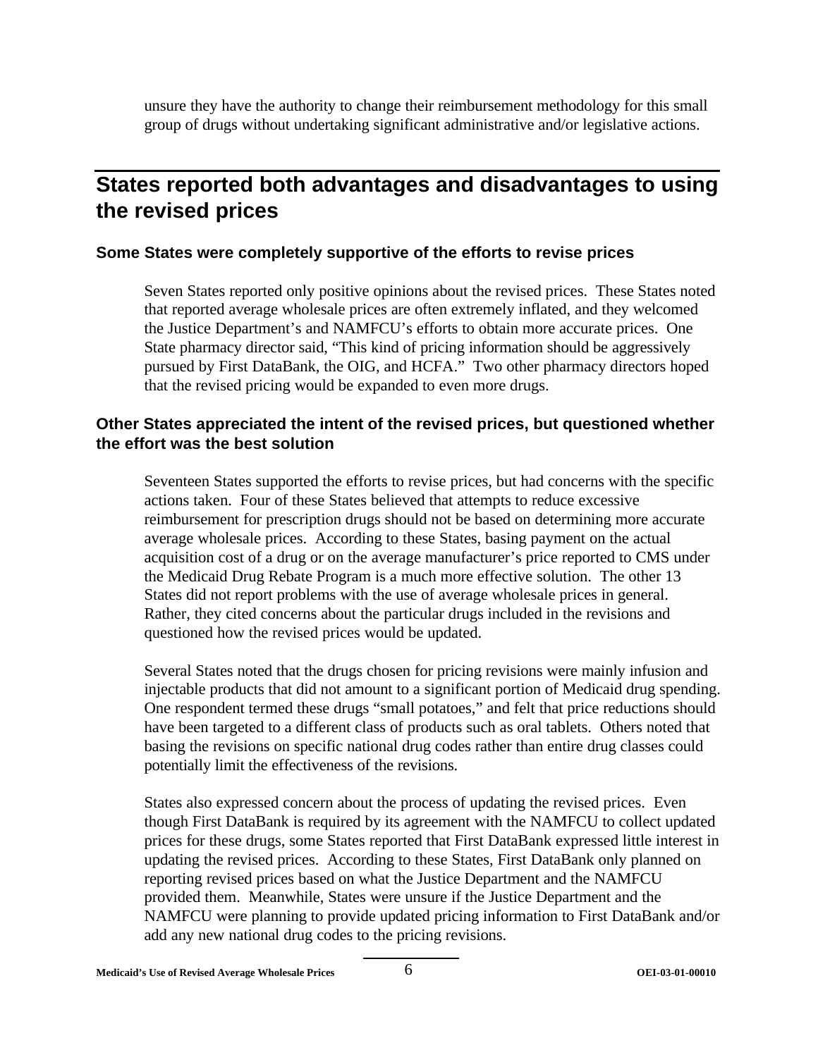unsure they have the authority to change their reimbursement methodology for this small group of drugs without undertaking significant administrative and/or legislative actions.

## States reported both advantages and disadvantages to using the revised prices

### Some States were completely supportive of the efforts to revise prices

Seven States reported only positive opinions about the revised prices. These States noted that reported average wholesale prices are often extremely inflated, and they welcomed the Justice Department's and NAMFCU's efforts to obtain more accurate prices. One State pharmacy director said, "This kind of pricing information should be aggressively pursued by First DataBank, the OIG, and HCFA." Two other pharmacy directors hoped that the revised pricing would be expanded to even more drugs.

### Other States appreciated the intent of the revised prices, but questioned whether the effort was the best solution

Seventeen States supported the efforts to revise prices, but had concerns with the specific actions taken. Four of these States believed that attempts to reduce excessive reimbursement for prescription drugs should not be based on determining more accurate average wholesale prices. According to these States, basing payment on the actual acquisition cost of a drug or on the average manufacturer's price reported to CMS under the Medicaid Drug Rebate Program is a much more effective solution. The other 13 States did not report problems with the use of average wholesale prices in general. Rather, they cited concerns about the particular drugs included in the revisions and questioned how the revised prices would be updated.

Several States noted that the drugs chosen for pricing revisions were mainly infusion and injectable products that did not amount to a significant portion of Medicaid drug spending. One respondent termed these drugs "small potatoes," and felt that price reductions should have been targeted to a different class of products such as oral tablets. Others noted that basing the revisions on specific national drug codes rather than entire drug classes could potentially limit the effectiveness of the revisions.

States also expressed concern about the process of updating the revised prices. Even though First DataBank is required by its agreement with the NAMFCU to collect updated prices for these drugs, some States reported that First DataBank expressed little interest in updating the revised prices. According to these States, First DataBank only planned on reporting revised prices based on what the Justice Department and the NAMFCU provided them. Meanwhile, States were unsure if the Justice Department and the NAMFCU were planning to provide updated pricing information to First DataBank and/or add any new national drug codes to the pricing revisions.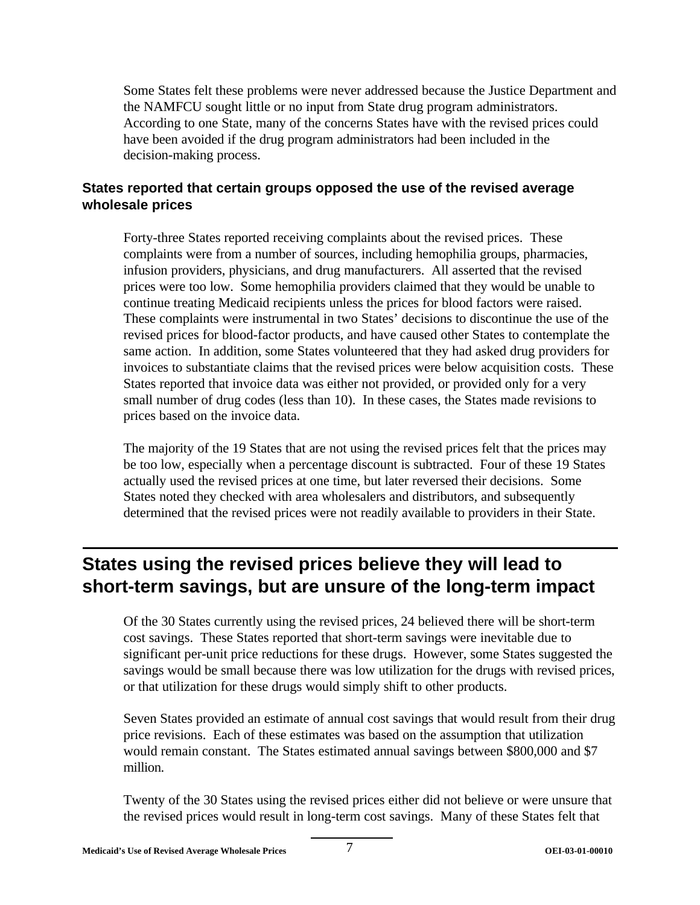Some States felt these problems were never addressed because the Justice Department and the NAMFCU sought little or no input from State drug program administrators. According to one State, many of the concerns States have with the revised prices could have been avoided if the drug program administrators had been included in the decision-making process.

### States reported that certain groups opposed the use of the revised average wholesale prices

Forty-three States reported receiving complaints about the revised prices. These complaints were from a number of sources, including hemophilia groups, pharmacies, infusion providers, physicians, and drug manufacturers. All asserted that the revised prices were too low. Some hemophilia providers claimed that they would be unable to continue treating Medicaid recipients unless the prices for blood factors were raised. These complaints were instrumental in two States' decisions to discontinue the use of the revised prices for blood-factor products, and have caused other States to contemplate the same action. In addition, some States volunteered that they had asked drug providers for invoices to substantiate claims that the revised prices were below acquisition costs. These States reported that invoice data was either not provided, or provided only for a very small number of drug codes (less than 10). In these cases, the States made revisions to prices based on the invoice data.

The majority of the 19 States that are not using the revised prices felt that the prices may be too low, especially when a percentage discount is subtracted. Four of these 19 States actually used the revised prices at one time, but later reversed their decisions. Some States noted they checked with area wholesalers and distributors, and subsequently determined that the revised prices were not readily available to providers in their State.

## States using the revised prices believe they will lead to short-term savings, but are unsure of the long-term impact

Of the 30 States currently using the revised prices, 24 believed there will be short-term cost savings. These States reported that short-term savings were inevitable due to significant per-unit price reductions for these drugs. However, some States suggested the savings would be small because there was low utilization for the drugs with revised prices, or that utilization for these drugs would simply shift to other products.

Seven States provided an estimate of annual cost savings that would result from their drug price revisions. Each of these estimates was based on the assumption that utilization would remain constant. The States estimated annual savings between $800,000 and $7 million.

Twenty of the 30 States using the revised prices either did not believe or were unsure that the revised prices would result in long-term cost savings. Many of these States felt that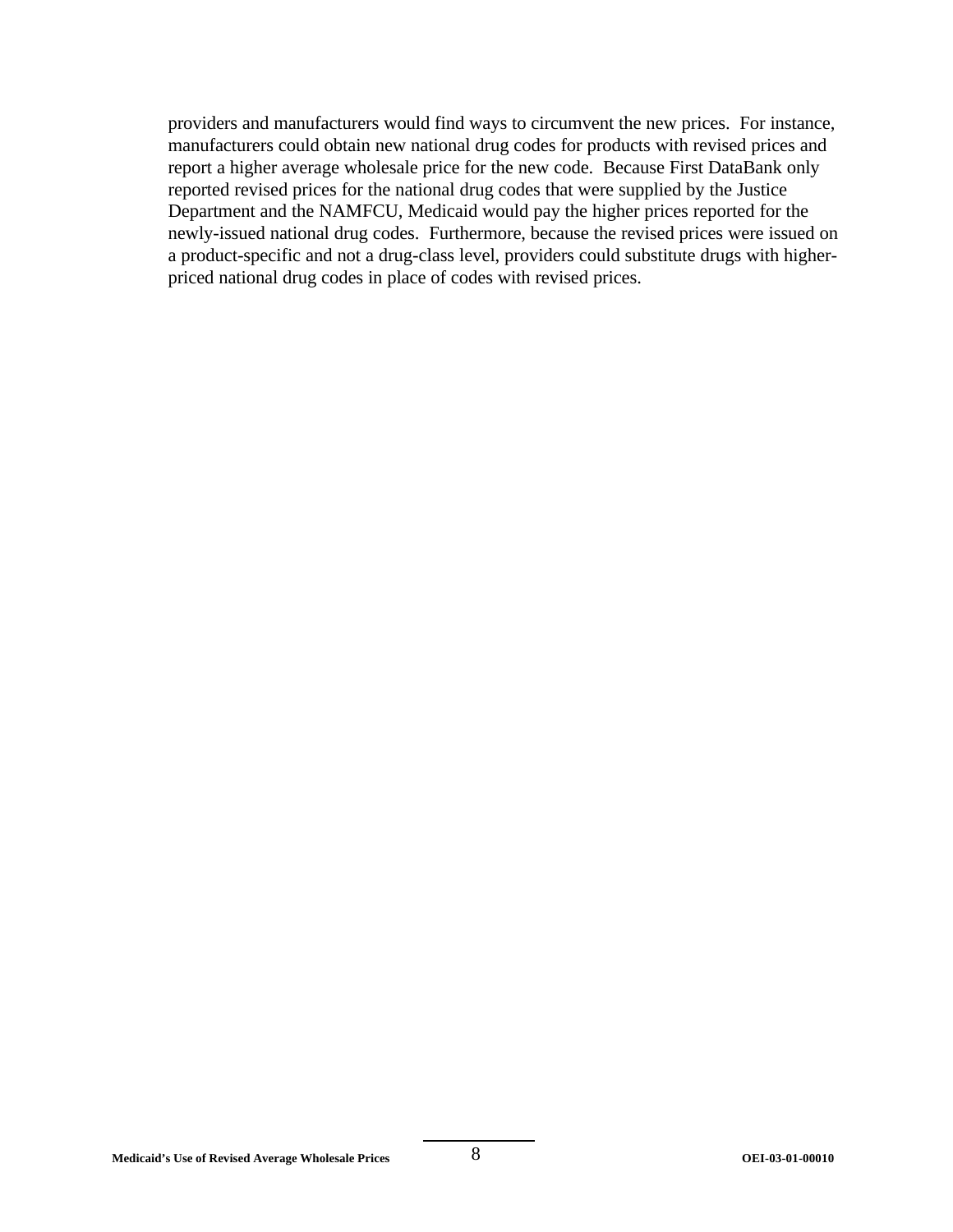providers and manufacturers would find ways to circumvent the new prices. For instance, manufacturers could obtain new national drug codes for products with revised prices and report a higher average wholesale price for the new code. Because First DataBank only reported revised prices for the national drug codes that were supplied by the Justice Department and the NAMFCU, Medicaid would pay the higher prices reported for the newly-issued national drug codes. Furthermore, because the revised prices were issued on a product-specific and not a drug-class level, providers could substitute drugs with higher-priced national drug codes in place of codes with revised prices.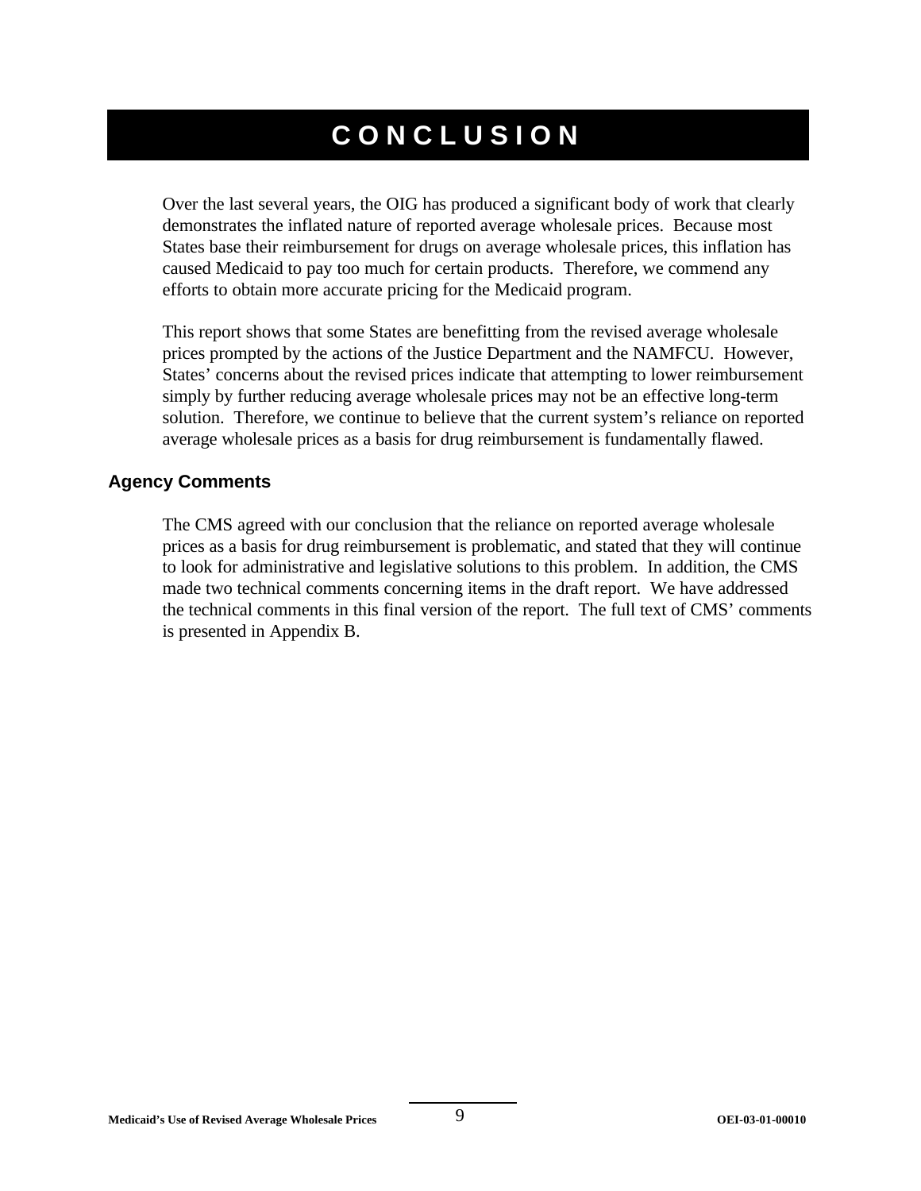# CONCLUSION

Over the last several years, the OIG has produced a significant body of work that clearly demonstrates the inflated nature of reported average wholesale prices. Because most States base their reimbursement for drugs on average wholesale prices, this inflation has caused Medicaid to pay too much for certain products. Therefore, we commend any efforts to obtain more accurate pricing for the Medicaid program.

This report shows that some States are benefitting from the revised average wholesale prices prompted by the actions of the Justice Department and the NAMFCU. However, States' concerns about the revised prices indicate that attempting to lower reimbursement simply by further reducing average wholesale prices may not be an effective long-term solution. Therefore, we continue to believe that the current system's reliance on reported average wholesale prices as a basis for drug reimbursement is fundamentally flawed.

## Agency Comments

The CMS agreed with our conclusion that the reliance on reported average wholesale prices as a basis for drug reimbursement is problematic, and stated that they will continue to look for administrative and legislative solutions to this problem. In addition, the CMS made two technical comments concerning items in the draft report. We have addressed the technical comments in this final version of the report. The full text of CMS' comments is presented in Appendix B.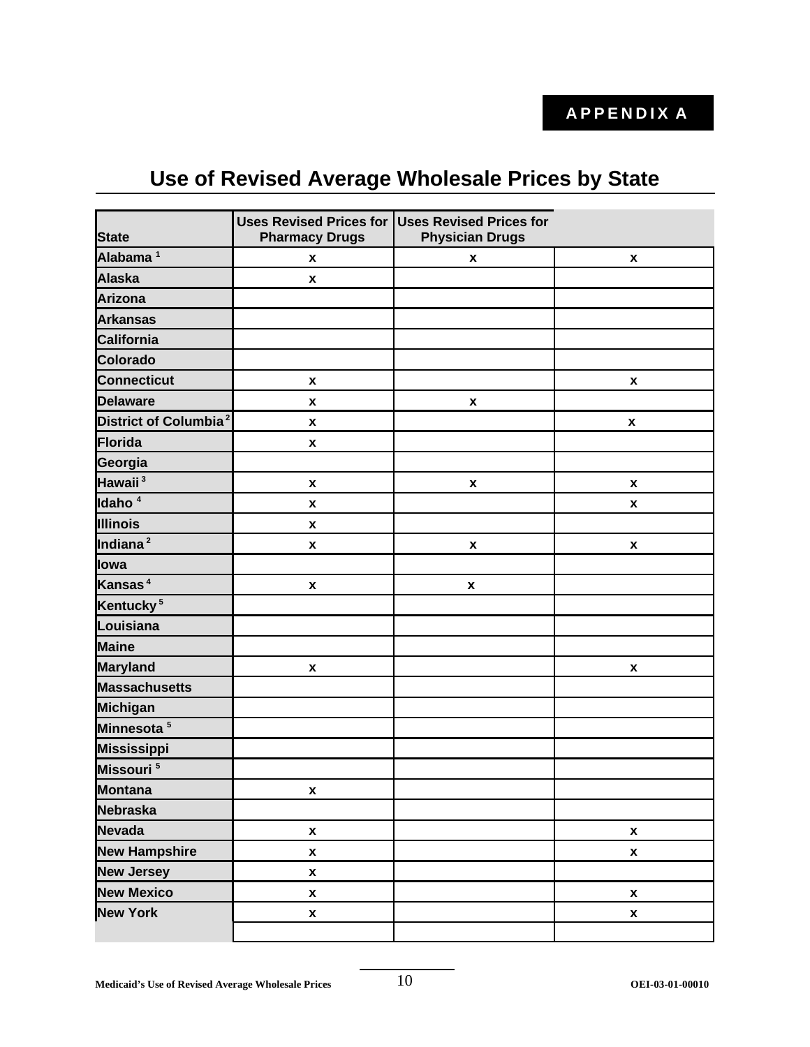**APPENDIX A**

## Use of Revised Average Wholesale Prices by State

| State | Uses Revised Prices for Pharmacy Drugs | Uses Revised Prices for Physician Drugs | |
|---|---|---|---|
| Alabama [1] | x | x | x |
| Alaska | x | | |
| Arizona | | | |
| Arkansas | | | |
| California | | | |
| Colorado | | | |
| Connecticut | x | | x |
| Delaware | x | x | |
| District of Columbia [2] | x | | x |
| Florida | x | | |
| Georgia | | | |
| Hawaii [3] | x | x | x |
| Idaho [4] | x | | x |
| Illinois | x | | |
| Indiana [2] | x | x | x |
| Iowa | | | |
| Kansas [4] | x | x | |
| Kentucky [5] | | | |
| Louisiana | | | |
| Maine | | | |
| Maryland | x | | x |
| Massachusetts | | | |
| Michigan | | | |
| Minnesota [5] | | | |
| Mississippi | | | |
| Missouri [5] | | | |
| Montana | x | | |
| Nebraska | | | |
| Nevada | x | | x |
| New Hampshire | x | | x |
| New Jersey | x | | |
| New Mexico | x | | x |
| New York | x | | x |
| | | | |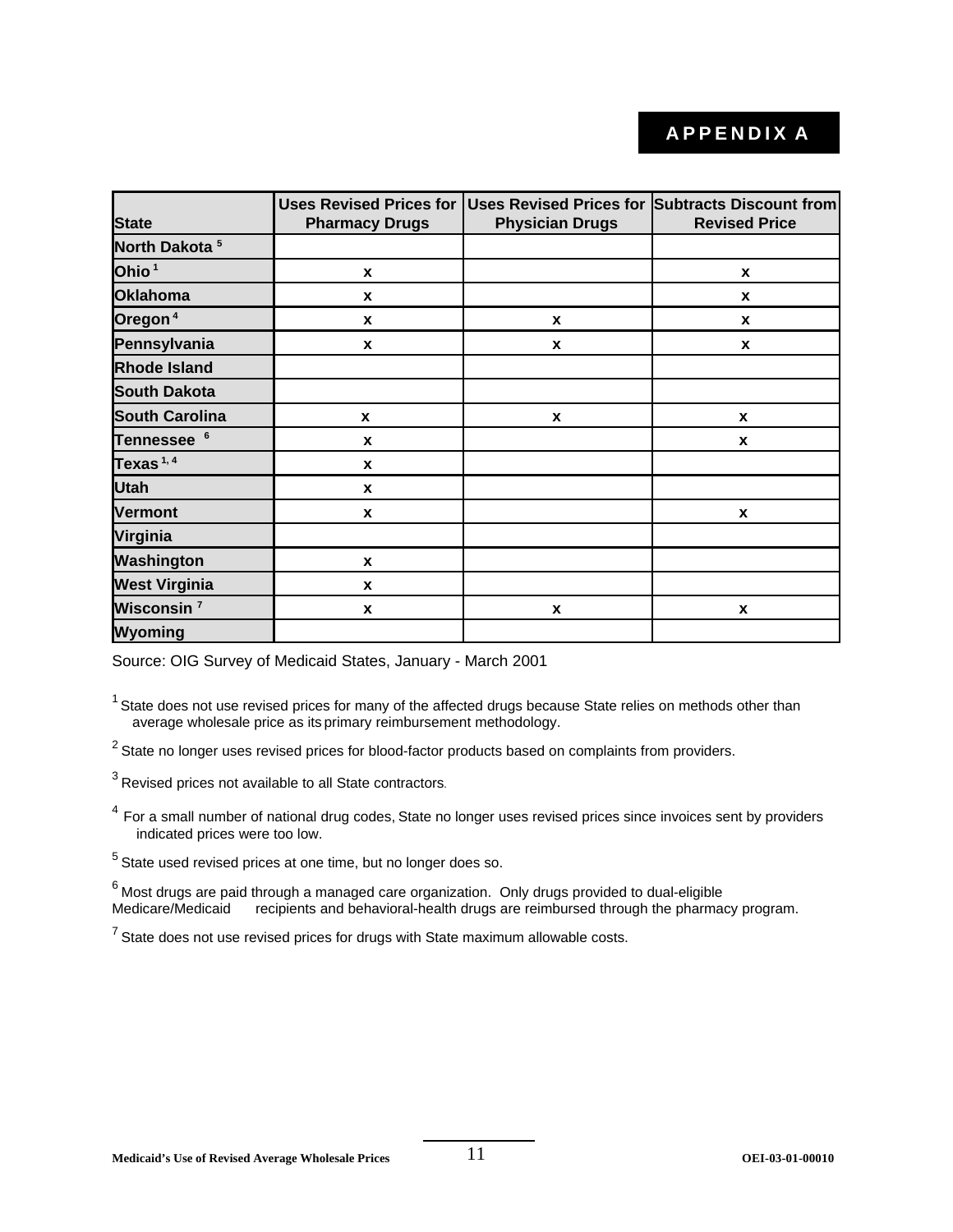# APPENDIX A

| State | Uses Revised Prices for Pharmacy Drugs | Uses Revised Prices for Physician Drugs | Subtracts Discount from Revised Price |
|---|---|---|---|
| North Dakota [5] | | | |
| Ohio [1] | x | | x |
| Oklahoma | x | | x |
| Oregon [4] | x | x | x |
| Pennsylvania | x | x | x |
| Rhode Island | | | |
| South Dakota | | | |
| South Carolina | x | x | x |
| Tennessee [6] | x | | x |
| Texas [1, 4] | x | | |
| Utah | x | | |
| Vermont | x | | x |
| Virginia | | | |
| Washington | x | | |
| West Virginia | x | | |
| Wisconsin [7] | x | x | x |
| Wyoming | | | |

Source: OIG Survey of Medicaid States, January - March 2001

[1] State does not use revised prices for many of the affected drugs because State relies on methods other than average wholesale price as its primary reimbursement methodology.

[2] State no longer uses revised prices for blood-factor products based on complaints from providers.

[3] Revised prices not available to all State contractors.

[4] For a small number of national drug codes, State no longer uses revised prices since invoices sent by providers indicated prices were too low.

[5] State used revised prices at one time, but no longer does so.

[6] Most drugs are paid through a managed care organization. Only drugs provided to dual-eligible Medicare/Medicaid recipients and behavioral-health drugs are reimbursed through the pharmacy program.

[7] State does not use revised prices for drugs with State maximum allowable costs.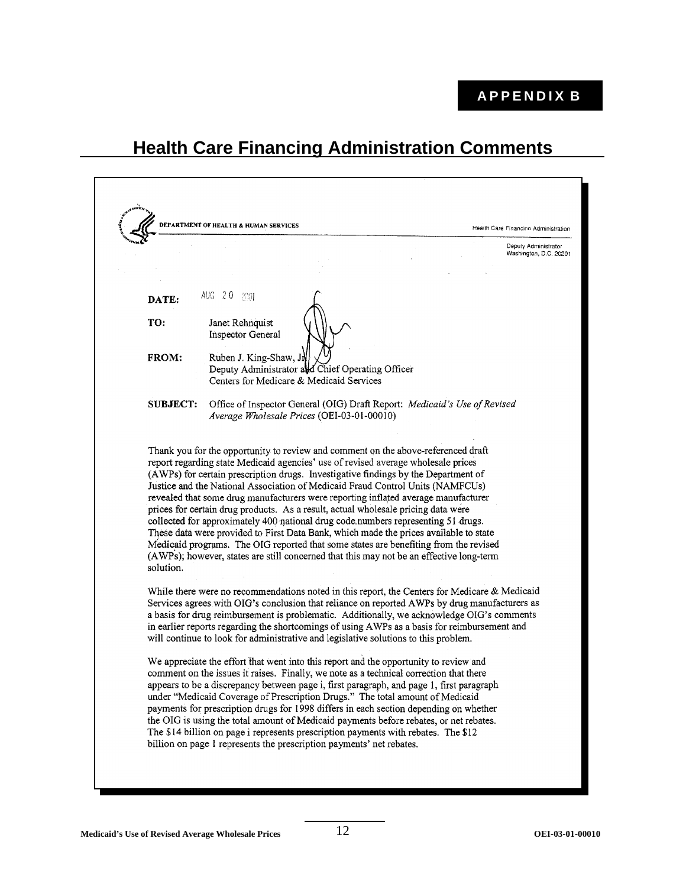**APPENDIX B**

# Health Care Financing Administration Comments

DEPARTMENT OF HEALTH & HUMAN SERVICES

Health Care Financing Administration

Deputy Administrator
Washington, D.C. 20201

**DATE:** AUG 20 2001

**TO:** Janet Rehnquist
Inspector General

**FROM:** Ruben J. King-Shaw, Jr.
Deputy Administrator and Chief Operating Officer
Centers for Medicare & Medicaid Services

**SUBJECT:** Office of Inspector General (OIG) Draft Report: *Medicaid's Use of Revised Average Wholesale Prices* (OEI-03-01-00010)

Thank you for the opportunity to review and comment on the above-referenced draft report regarding state Medicaid agencies' use of revised average wholesale prices (AWPs) for certain prescription drugs. Investigative findings by the Department of Justice and the National Association of Medicaid Fraud Control Units (NAMFCUs) revealed that some drug manufacturers were reporting inflated average manufacturer prices for certain drug products. As a result, actual wholesale pricing data were collected for approximately 400 national drug code numbers representing 51 drugs. These data were provided to First Data Bank, which made the prices available to state Medicaid programs. The OIG reported that some states are benefiting from the revised (AWPs); however, states are still concerned that this may not be an effective long-term solution.

While there were no recommendations noted in this report, the Centers for Medicare & Medicaid Services agrees with OIG's conclusion that reliance on reported AWPs by drug manufacturers as a basis for drug reimbursement is problematic. Additionally, we acknowledge OIG's comments in earlier reports regarding the shortcomings of using AWPs as a basis for reimbursement and will continue to look for administrative and legislative solutions to this problem.

We appreciate the effort that went into this report and the opportunity to review and comment on the issues it raises. Finally, we note as a technical correction that there appears to be a discrepancy between page i, first paragraph, and page 1, first paragraph under "Medicaid Coverage of Prescription Drugs." The total amount of Medicaid payments for prescription drugs for 1998 differs in each section depending on whether the OIG is using the total amount of Medicaid payments before rebates, or net rebates. The $14 billion on page i represents prescription payments with rebates. The $12 billion on page 1 represents the prescription payments' net rebates.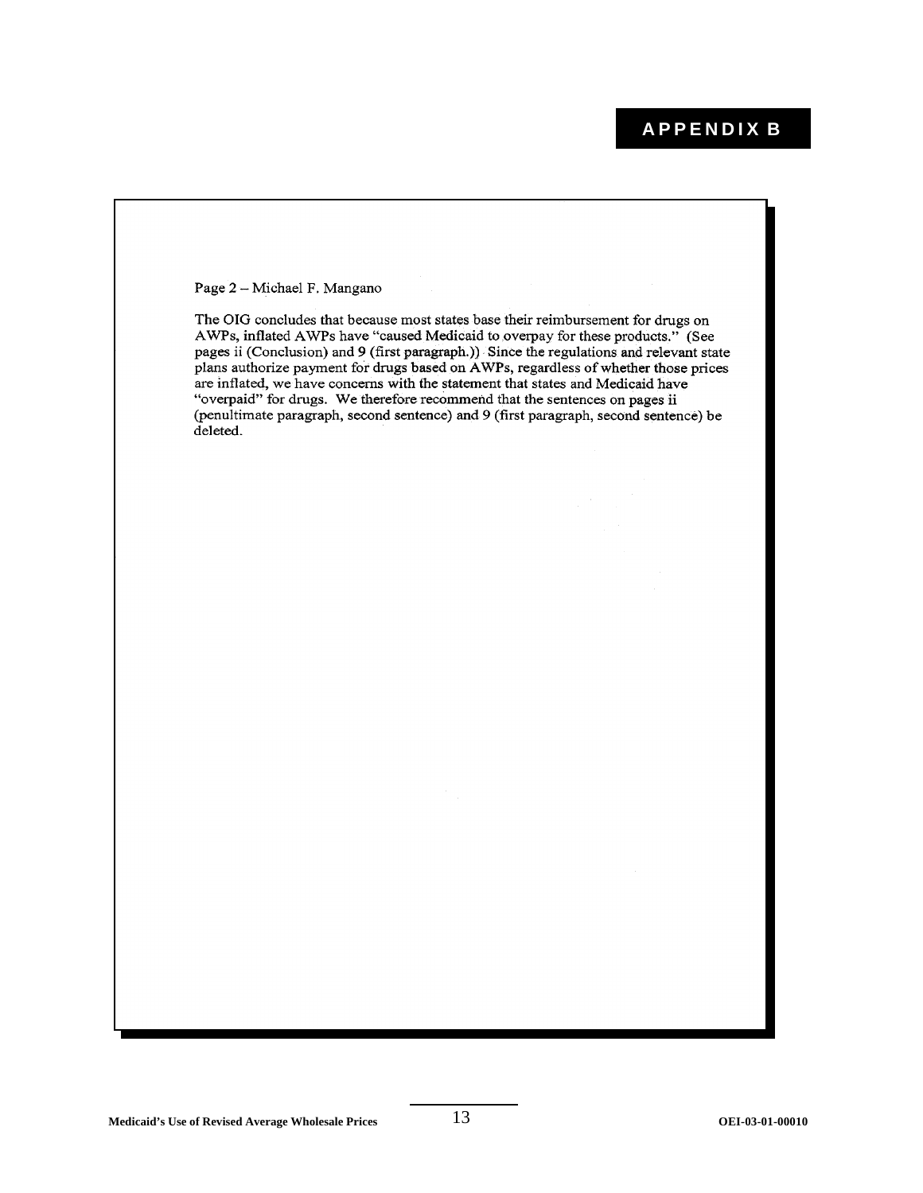# APPENDIX B

Page 2 – Michael F. Mangano

The OIG concludes that because most states base their reimbursement for drugs on AWPs, inflated AWPs have "caused Medicaid to overpay for these products." (See pages ii (Conclusion) and 9 (first paragraph.)) Since the regulations and relevant state plans authorize payment for drugs based on AWPs, regardless of whether those prices are inflated, we have concerns with the statement that states and Medicaid have "overpaid" for drugs. We therefore recommend that the sentences on pages ii (penultimate paragraph, second sentence) and 9 (first paragraph, second sentence) be deleted.